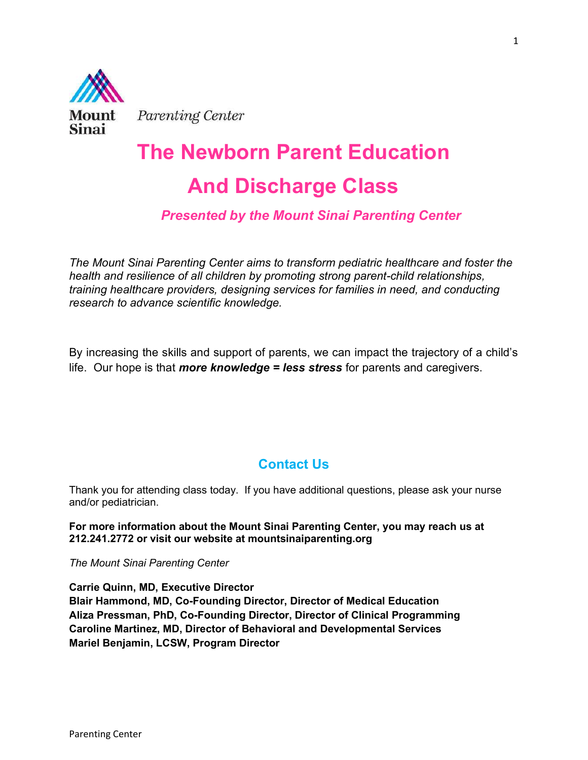Mount Sinai *Parenting Center*

# The Newborn Parent Education And Discharge Class

***Presented by the Mount Sinai Parenting Center***

*The Mount Sinai Parenting Center aims to transform pediatric healthcare and foster the health and resilience of all children by promoting strong parent-child relationships, training healthcare providers, designing services for families in need, and conducting research to advance scientific knowledge.*

By increasing the skills and support of parents, we can impact the trajectory of a child's life. Our hope is that ***more knowledge = less stress*** for parents and caregivers.

## Contact Us

Thank you for attending class today. If you have additional questions, please ask your nurse and/or pediatrician.

**For more information about the Mount Sinai Parenting Center, you may reach us at 212.241.2772 or visit our website at mountsinaiparenting.org**

*The Mount Sinai Parenting Center*

**Carrie Quinn, MD, Executive Director**
**Blair Hammond, MD, Co-Founding Director, Director of Medical Education**
**Aliza Pressman, PhD, Co-Founding Director, Director of Clinical Programming**
**Caroline Martinez, MD, Director of Behavioral and Developmental Services**
**Mariel Benjamin, LCSW, Program Director**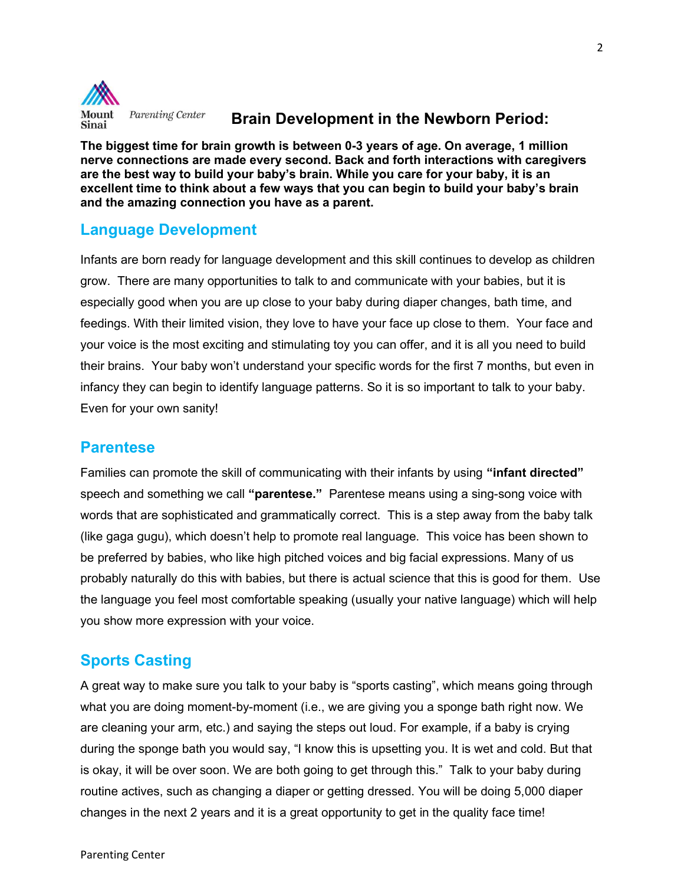# Brain Development in the Newborn Period:

**The biggest time for brain growth is between 0-3 years of age. On average, 1 million nerve connections are made every second. Back and forth interactions with caregivers are the best way to build your baby's brain. While you care for your baby, it is an excellent time to think about a few ways that you can begin to build your baby's brain and the amazing connection you have as a parent.**

## Language Development

Infants are born ready for language development and this skill continues to develop as children grow. There are many opportunities to talk to and communicate with your babies, but it is especially good when you are up close to your baby during diaper changes, bath time, and feedings. With their limited vision, they love to have your face up close to them. Your face and your voice is the most exciting and stimulating toy you can offer, and it is all you need to build their brains. Your baby won't understand your specific words for the first 7 months, but even in infancy they can begin to identify language patterns. So it is so important to talk to your baby. Even for your own sanity!

## Parentese

Families can promote the skill of communicating with their infants by using **"infant directed"** speech and something we call **"parentese."** Parentese means using a sing-song voice with words that are sophisticated and grammatically correct. This is a step away from the baby talk (like gaga gugu), which doesn't help to promote real language. This voice has been shown to be preferred by babies, who like high pitched voices and big facial expressions. Many of us probably naturally do this with babies, but there is actual science that this is good for them. Use the language you feel most comfortable speaking (usually your native language) which will help you show more expression with your voice.

## Sports Casting

A great way to make sure you talk to your baby is "sports casting", which means going through what you are doing moment-by-moment (i.e., we are giving you a sponge bath right now. We are cleaning your arm, etc.) and saying the steps out loud. For example, if a baby is crying during the sponge bath you would say, "I know this is upsetting you. It is wet and cold. But that is okay, it will be over soon. We are both going to get through this." Talk to your baby during routine actives, such as changing a diaper or getting dressed. You will be doing 5,000 diaper changes in the next 2 years and it is a great opportunity to get in the quality face time!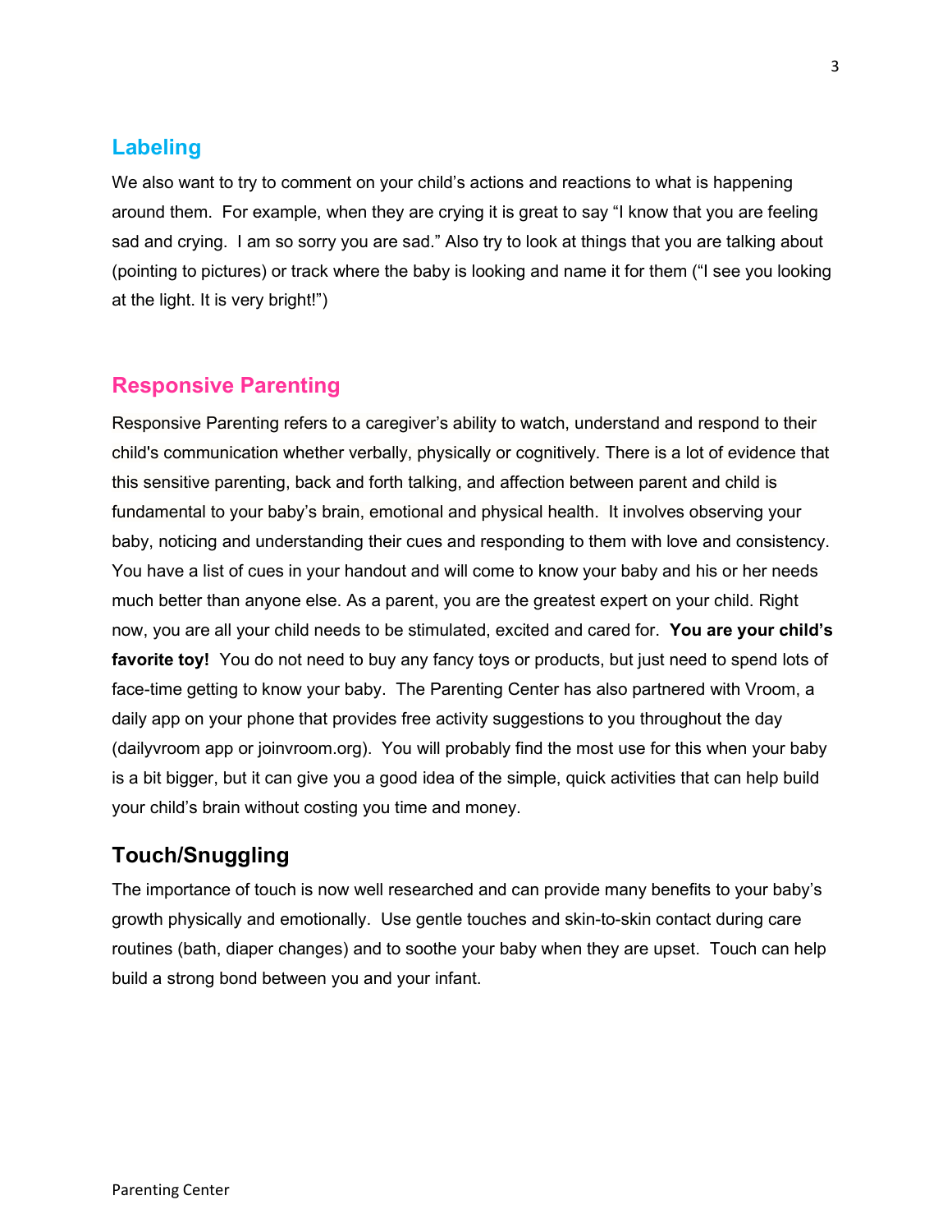## Labeling

We also want to try to comment on your child's actions and reactions to what is happening around them. For example, when they are crying it is great to say "I know that you are feeling sad and crying. I am so sorry you are sad." Also try to look at things that you are talking about (pointing to pictures) or track where the baby is looking and name it for them ("I see you looking at the light. It is very bright!")

## Responsive Parenting

Responsive Parenting refers to a caregiver's ability to watch, understand and respond to their child's communication whether verbally, physically or cognitively. There is a lot of evidence that this sensitive parenting, back and forth talking, and affection between parent and child is fundamental to your baby's brain, emotional and physical health. It involves observing your baby, noticing and understanding their cues and responding to them with love and consistency. You have a list of cues in your handout and will come to know your baby and his or her needs much better than anyone else. As a parent, you are the greatest expert on your child. Right now, you are all your child needs to be stimulated, excited and cared for. **You are your child's favorite toy!** You do not need to buy any fancy toys or products, but just need to spend lots of face-time getting to know your baby. The Parenting Center has also partnered with Vroom, a daily app on your phone that provides free activity suggestions to you throughout the day (dailyvroom app or joinvroom.org). You will probably find the most use for this when your baby is a bit bigger, but it can give you a good idea of the simple, quick activities that can help build your child's brain without costing you time and money.

## Touch/Snuggling

The importance of touch is now well researched and can provide many benefits to your baby's growth physically and emotionally. Use gentle touches and skin-to-skin contact during care routines (bath, diaper changes) and to soothe your baby when they are upset. Touch can help build a strong bond between you and your infant.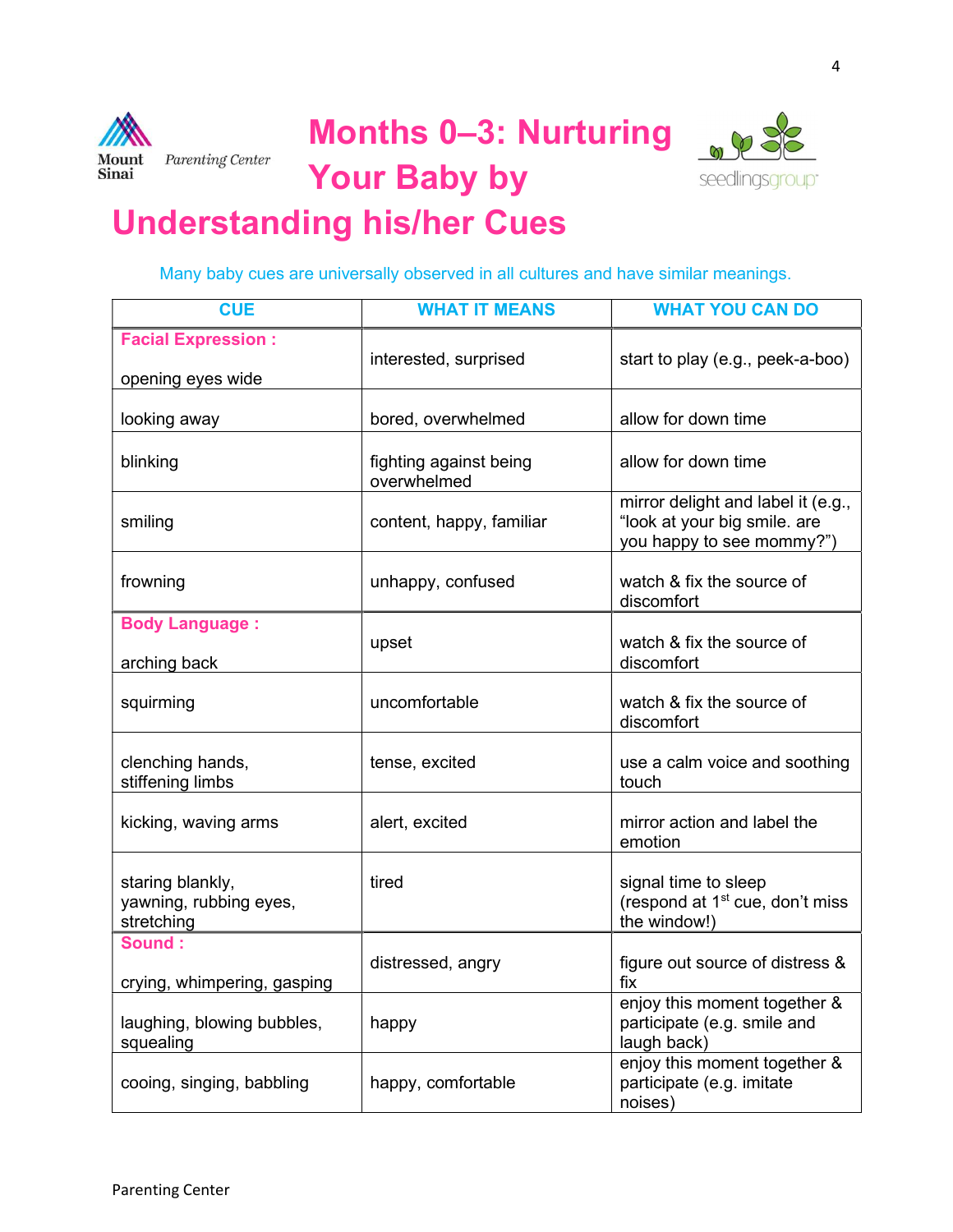Mount Sinai Parenting Center

# Months 0–3: Nurturing Your Baby by Understanding his/her Cues

seedlingsgroup

Many baby cues are universally observed in all cultures and have similar meanings.

| CUE | WHAT IT MEANS | WHAT YOU CAN DO |
|---|---|---|
| **Facial Expression :** opening eyes wide | interested, surprised | start to play (e.g., peek-a-boo) |
| looking away | bored, overwhelmed | allow for down time |
| blinking | fighting against being overwhelmed | allow for down time |
| smiling | content, happy, familiar | mirror delight and label it (e.g., “look at your big smile. are you happy to see mommy?”) |
| frowning | unhappy, confused | watch & fix the source of discomfort |
| **Body Language :** arching back | upset | watch & fix the source of discomfort |
| squirming | uncomfortable | watch & fix the source of discomfort |
| clenching hands, stiffening limbs | tense, excited | use a calm voice and soothing touch |
| kicking, waving arms | alert, excited | mirror action and label the emotion |
| staring blankly, yawning, rubbing eyes, stretching | tired | signal time to sleep (respond at 1st cue, don’t miss the window!) |
| **Sound :** crying, whimpering, gasping | distressed, angry | figure out source of distress & fix |
| laughing, blowing bubbles, squealing | happy | enjoy this moment together & participate (e.g. smile and laugh back) |
| cooing, singing, babbling | happy, comfortable | enjoy this moment together & participate (e.g. imitate noises) |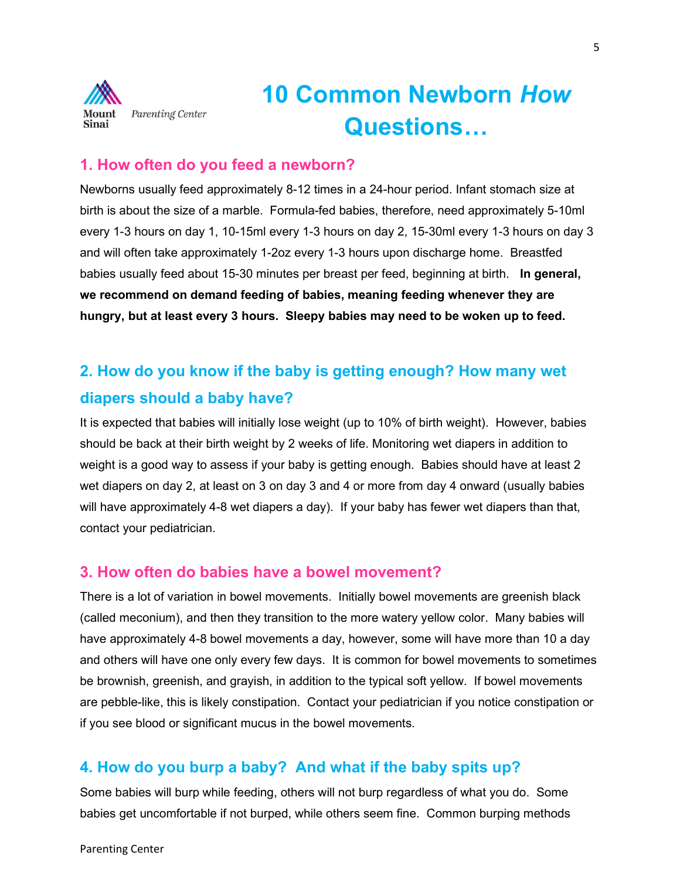Mount Sinai *Parenting Center*

# 10 Common Newborn *How* Questions…

## 1. How often do you feed a newborn?

Newborns usually feed approximately 8-12 times in a 24-hour period. Infant stomach size at birth is about the size of a marble. Formula-fed babies, therefore, need approximately 5-10ml every 1-3 hours on day 1, 10-15ml every 1-3 hours on day 2, 15-30ml every 1-3 hours on day 3 and will often take approximately 1-2oz every 1-3 hours upon discharge home. Breastfed babies usually feed about 15-30 minutes per breast per feed, beginning at birth. **In general, we recommend on demand feeding of babies, meaning feeding whenever they are hungry, but at least every 3 hours. Sleepy babies may need to be woken up to feed.**

## 2. How do you know if the baby is getting enough? How many wet diapers should a baby have?

It is expected that babies will initially lose weight (up to 10% of birth weight). However, babies should be back at their birth weight by 2 weeks of life. Monitoring wet diapers in addition to weight is a good way to assess if your baby is getting enough. Babies should have at least 2 wet diapers on day 2, at least on 3 on day 3 and 4 or more from day 4 onward (usually babies will have approximately 4-8 wet diapers a day). If your baby has fewer wet diapers than that, contact your pediatrician.

## 3. How often do babies have a bowel movement?

There is a lot of variation in bowel movements. Initially bowel movements are greenish black (called meconium), and then they transition to the more watery yellow color. Many babies will have approximately 4-8 bowel movements a day, however, some will have more than 10 a day and others will have one only every few days. It is common for bowel movements to sometimes be brownish, greenish, and grayish, in addition to the typical soft yellow. If bowel movements are pebble-like, this is likely constipation. Contact your pediatrician if you notice constipation or if you see blood or significant mucus in the bowel movements.

## 4. How do you burp a baby? And what if the baby spits up?

Some babies will burp while feeding, others will not burp regardless of what you do. Some babies get uncomfortable if not burped, while others seem fine. Common burping methods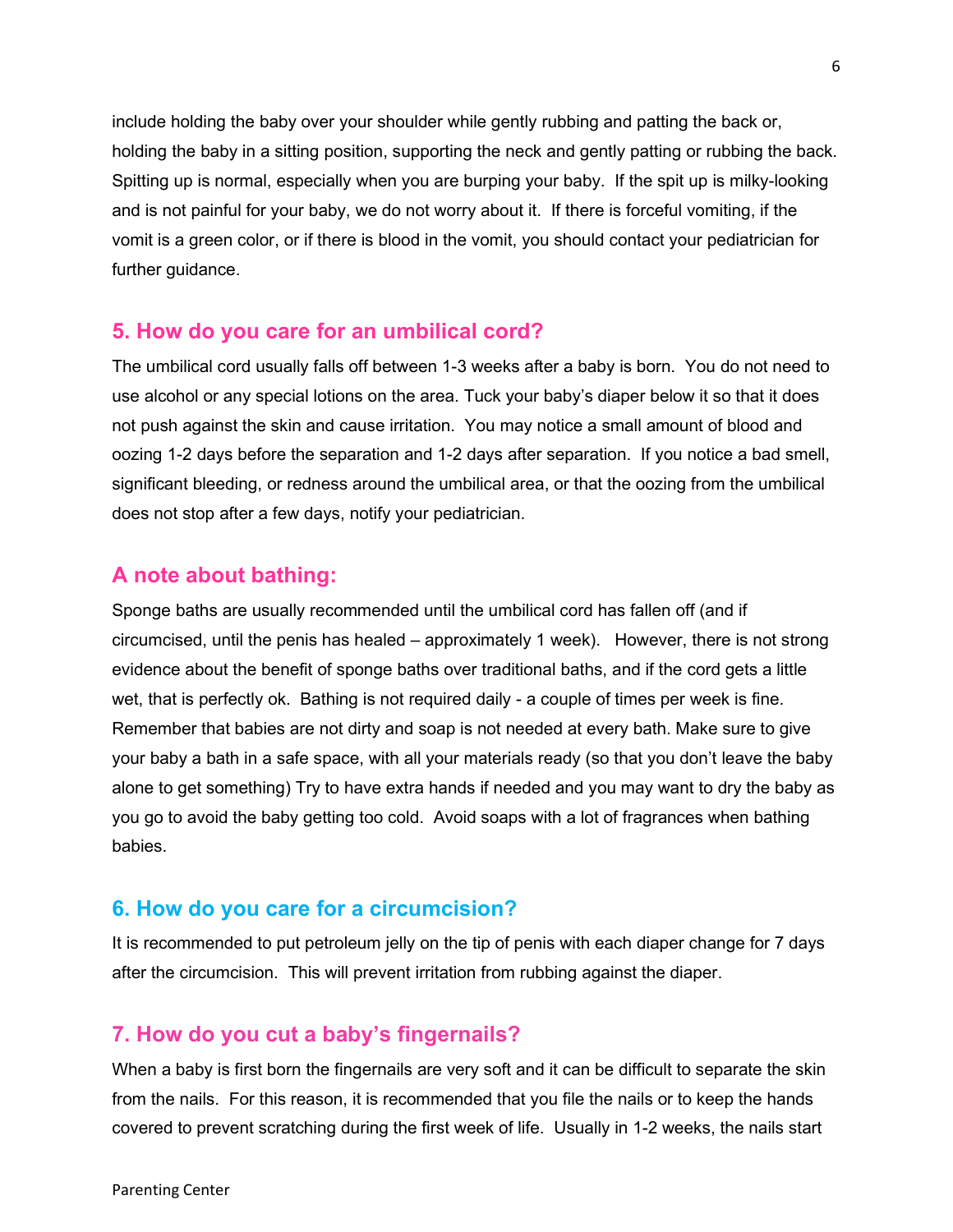include holding the baby over your shoulder while gently rubbing and patting the back or, holding the baby in a sitting position, supporting the neck and gently patting or rubbing the back. Spitting up is normal, especially when you are burping your baby. If the spit up is milky-looking and is not painful for your baby, we do not worry about it. If there is forceful vomiting, if the vomit is a green color, or if there is blood in the vomit, you should contact your pediatrician for further guidance.

## 5. How do you care for an umbilical cord?

The umbilical cord usually falls off between 1-3 weeks after a baby is born. You do not need to use alcohol or any special lotions on the area. Tuck your baby's diaper below it so that it does not push against the skin and cause irritation. You may notice a small amount of blood and oozing 1-2 days before the separation and 1-2 days after separation. If you notice a bad smell, significant bleeding, or redness around the umbilical area, or that the oozing from the umbilical does not stop after a few days, notify your pediatrician.

## A note about bathing:

Sponge baths are usually recommended until the umbilical cord has fallen off (and if circumcised, until the penis has healed – approximately 1 week). However, there is not strong evidence about the benefit of sponge baths over traditional baths, and if the cord gets a little wet, that is perfectly ok. Bathing is not required daily - a couple of times per week is fine. Remember that babies are not dirty and soap is not needed at every bath. Make sure to give your baby a bath in a safe space, with all your materials ready (so that you don't leave the baby alone to get something) Try to have extra hands if needed and you may want to dry the baby as you go to avoid the baby getting too cold. Avoid soaps with a lot of fragrances when bathing babies.

## 6. How do you care for a circumcision?

It is recommended to put petroleum jelly on the tip of penis with each diaper change for 7 days after the circumcision. This will prevent irritation from rubbing against the diaper.

## 7. How do you cut a baby's fingernails?

When a baby is first born the fingernails are very soft and it can be difficult to separate the skin from the nails. For this reason, it is recommended that you file the nails or to keep the hands covered to prevent scratching during the first week of life. Usually in 1-2 weeks, the nails start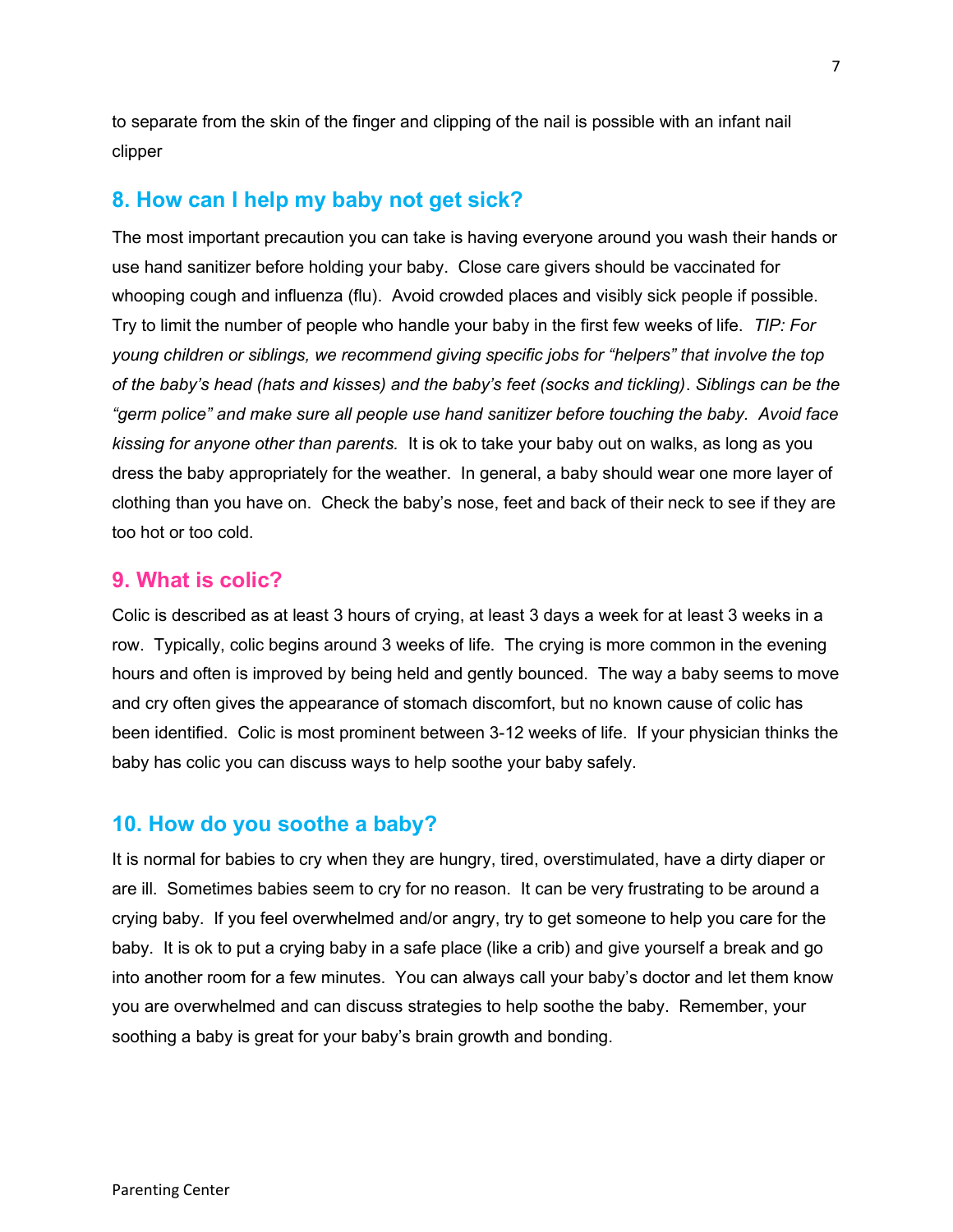to separate from the skin of the finger and clipping of the nail is possible with an infant nail clipper

## 8. How can I help my baby not get sick?

The most important precaution you can take is having everyone around you wash their hands or use hand sanitizer before holding your baby. Close care givers should be vaccinated for whooping cough and influenza (flu). Avoid crowded places and visibly sick people if possible. Try to limit the number of people who handle your baby in the first few weeks of life. *TIP: For young children or siblings, we recommend giving specific jobs for "helpers" that involve the top of the baby's head (hats and kisses) and the baby's feet (socks and tickling). Siblings can be the "germ police" and make sure all people use hand sanitizer before touching the baby. Avoid face kissing for anyone other than parents.* It is ok to take your baby out on walks, as long as you dress the baby appropriately for the weather. In general, a baby should wear one more layer of clothing than you have on. Check the baby's nose, feet and back of their neck to see if they are too hot or too cold.

## 9. What is colic?

Colic is described as at least 3 hours of crying, at least 3 days a week for at least 3 weeks in a row. Typically, colic begins around 3 weeks of life. The crying is more common in the evening hours and often is improved by being held and gently bounced. The way a baby seems to move and cry often gives the appearance of stomach discomfort, but no known cause of colic has been identified. Colic is most prominent between 3-12 weeks of life. If your physician thinks the baby has colic you can discuss ways to help soothe your baby safely.

## 10. How do you soothe a baby?

It is normal for babies to cry when they are hungry, tired, overstimulated, have a dirty diaper or are ill. Sometimes babies seem to cry for no reason. It can be very frustrating to be around a crying baby. If you feel overwhelmed and/or angry, try to get someone to help you care for the baby. It is ok to put a crying baby in a safe place (like a crib) and give yourself a break and go into another room for a few minutes. You can always call your baby's doctor and let them know you are overwhelmed and can discuss strategies to help soothe the baby. Remember, your soothing a baby is great for your baby's brain growth and bonding.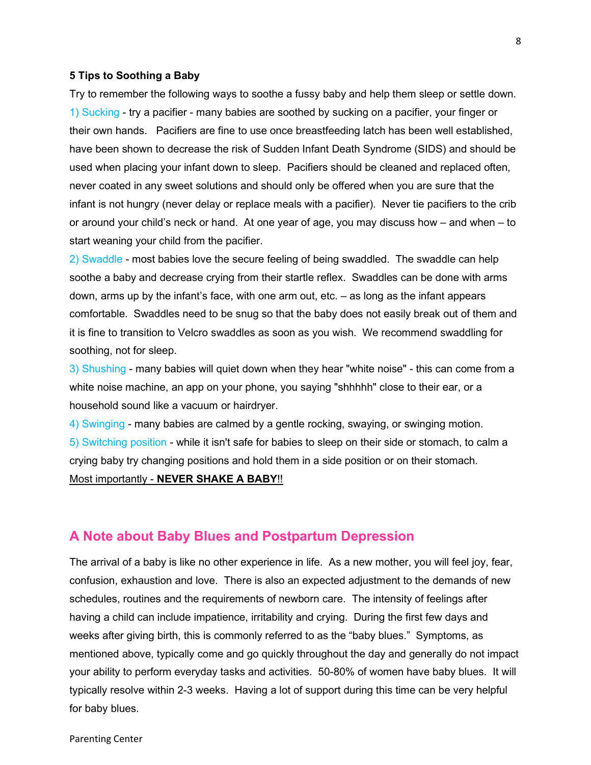**5 Tips to Soothing a Baby**

Try to remember the following ways to soothe a fussy baby and help them sleep or settle down.

1) Sucking - try a pacifier - many babies are soothed by sucking on a pacifier, your finger or their own hands. Pacifiers are fine to use once breastfeeding latch has been well established, have been shown to decrease the risk of Sudden Infant Death Syndrome (SIDS) and should be used when placing your infant down to sleep. Pacifiers should be cleaned and replaced often, never coated in any sweet solutions and should only be offered when you are sure that the infant is not hungry (never delay or replace meals with a pacifier). Never tie pacifiers to the crib or around your child's neck or hand. At one year of age, you may discuss how – and when – to start weaning your child from the pacifier.

2) Swaddle - most babies love the secure feeling of being swaddled. The swaddle can help soothe a baby and decrease crying from their startle reflex. Swaddles can be done with arms down, arms up by the infant's face, with one arm out, etc. – as long as the infant appears comfortable. Swaddles need to be snug so that the baby does not easily break out of them and it is fine to transition to Velcro swaddles as soon as you wish. We recommend swaddling for soothing, not for sleep.

3) Shushing - many babies will quiet down when they hear "white noise" - this can come from a white noise machine, an app on your phone, you saying "shhhhh" close to their ear, or a household sound like a vacuum or hairdryer.

4) Swinging - many babies are calmed by a gentle rocking, swaying, or swinging motion.

5) Switching position - while it isn't safe for babies to sleep on their side or stomach, to calm a crying baby try changing positions and hold them in a side position or on their stomach.

<u>Most importantly - **NEVER SHAKE A BABY**!!</u>

## A Note about Baby Blues and Postpartum Depression

The arrival of a baby is like no other experience in life. As a new mother, you will feel joy, fear, confusion, exhaustion and love. There is also an expected adjustment to the demands of new schedules, routines and the requirements of newborn care. The intensity of feelings after having a child can include impatience, irritability and crying. During the first few days and weeks after giving birth, this is commonly referred to as the "baby blues." Symptoms, as mentioned above, typically come and go quickly throughout the day and generally do not impact your ability to perform everyday tasks and activities. 50-80% of women have baby blues. It will typically resolve within 2-3 weeks. Having a lot of support during this time can be very helpful for baby blues.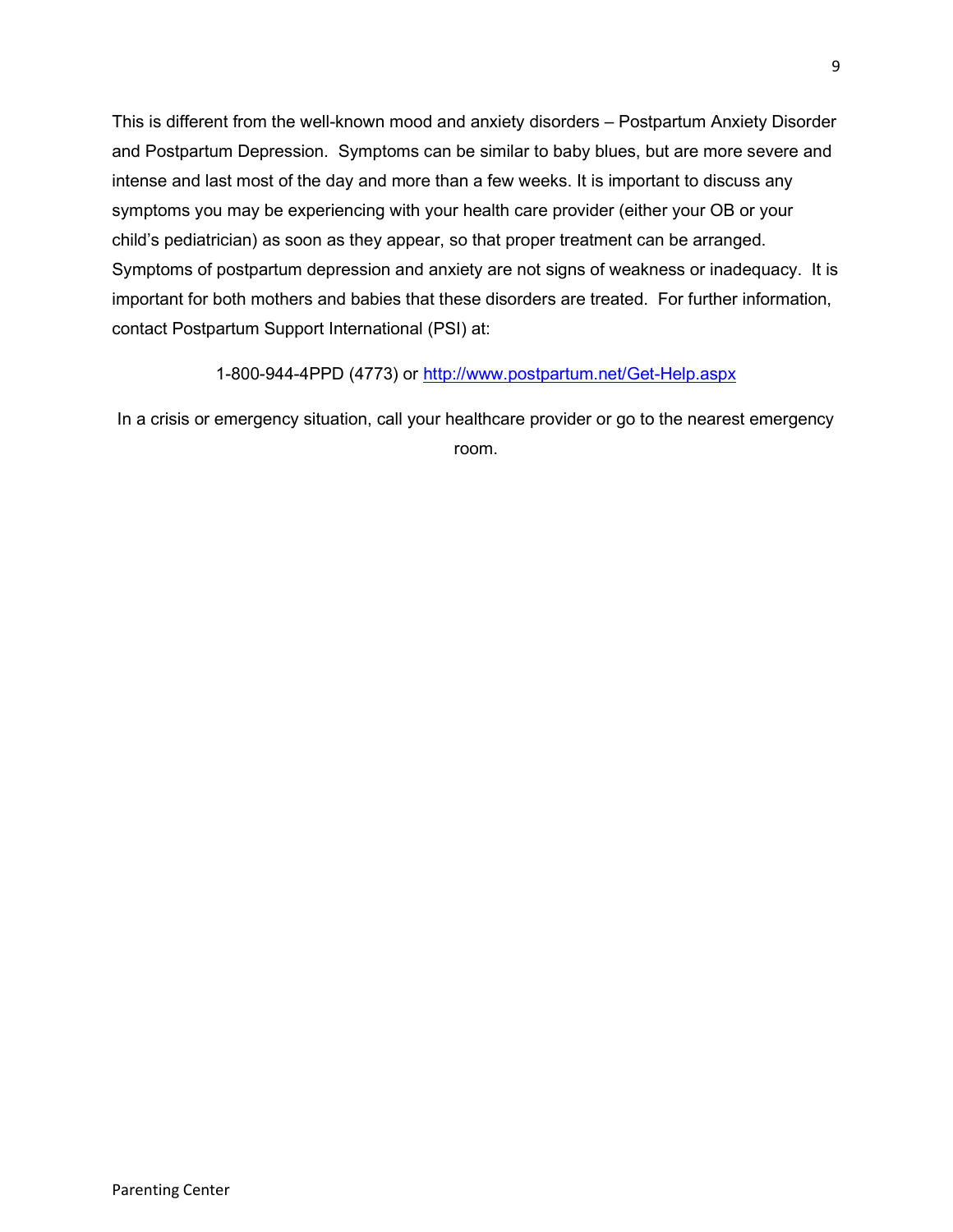This is different from the well-known mood and anxiety disorders – Postpartum Anxiety Disorder and Postpartum Depression. Symptoms can be similar to baby blues, but are more severe and intense and last most of the day and more than a few weeks. It is important to discuss any symptoms you may be experiencing with your health care provider (either your OB or your child's pediatrician) as soon as they appear, so that proper treatment can be arranged. Symptoms of postpartum depression and anxiety are not signs of weakness or inadequacy. It is important for both mothers and babies that these disorders are treated. For further information, contact Postpartum Support International (PSI) at:

1-800-944-4PPD (4773) or http://www.postpartum.net/Get-Help.aspx

In a crisis or emergency situation, call your healthcare provider or go to the nearest emergency room.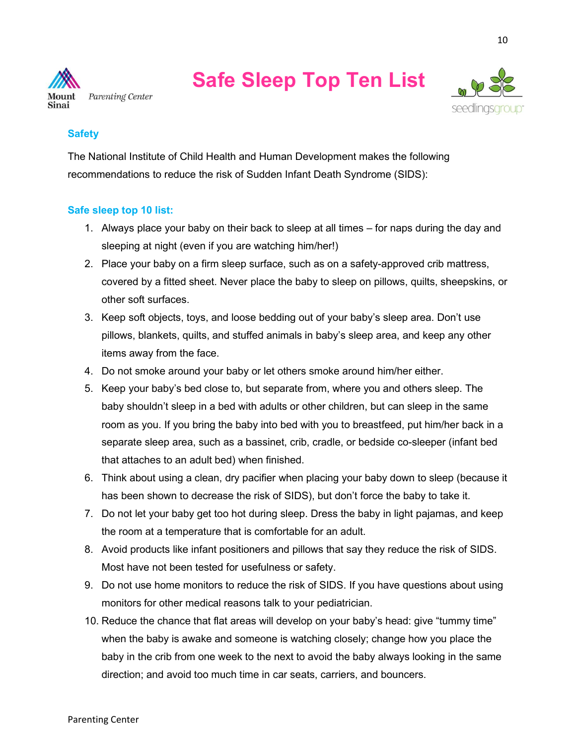# Safe Sleep Top Ten List

## Safety

The National Institute of Child Health and Human Development makes the following recommendations to reduce the risk of Sudden Infant Death Syndrome (SIDS):

### Safe sleep top 10 list:

1. Always place your baby on their back to sleep at all times – for naps during the day and sleeping at night (even if you are watching him/her!)
2. Place your baby on a firm sleep surface, such as on a safety-approved crib mattress, covered by a fitted sheet. Never place the baby to sleep on pillows, quilts, sheepskins, or other soft surfaces.
3. Keep soft objects, toys, and loose bedding out of your baby's sleep area. Don't use pillows, blankets, quilts, and stuffed animals in baby's sleep area, and keep any other items away from the face.
4. Do not smoke around your baby or let others smoke around him/her either.
5. Keep your baby's bed close to, but separate from, where you and others sleep. The baby shouldn't sleep in a bed with adults or other children, but can sleep in the same room as you. If you bring the baby into bed with you to breastfeed, put him/her back in a separate sleep area, such as a bassinet, crib, cradle, or bedside co-sleeper (infant bed that attaches to an adult bed) when finished.
6. Think about using a clean, dry pacifier when placing your baby down to sleep (because it has been shown to decrease the risk of SIDS), but don't force the baby to take it.
7. Do not let your baby get too hot during sleep. Dress the baby in light pajamas, and keep the room at a temperature that is comfortable for an adult.
8. Avoid products like infant positioners and pillows that say they reduce the risk of SIDS. Most have not been tested for usefulness or safety.
9. Do not use home monitors to reduce the risk of SIDS. If you have questions about using monitors for other medical reasons talk to your pediatrician.
10. Reduce the chance that flat areas will develop on your baby's head: give "tummy time" when the baby is awake and someone is watching closely; change how you place the baby in the crib from one week to the next to avoid the baby always looking in the same direction; and avoid too much time in car seats, carriers, and bouncers.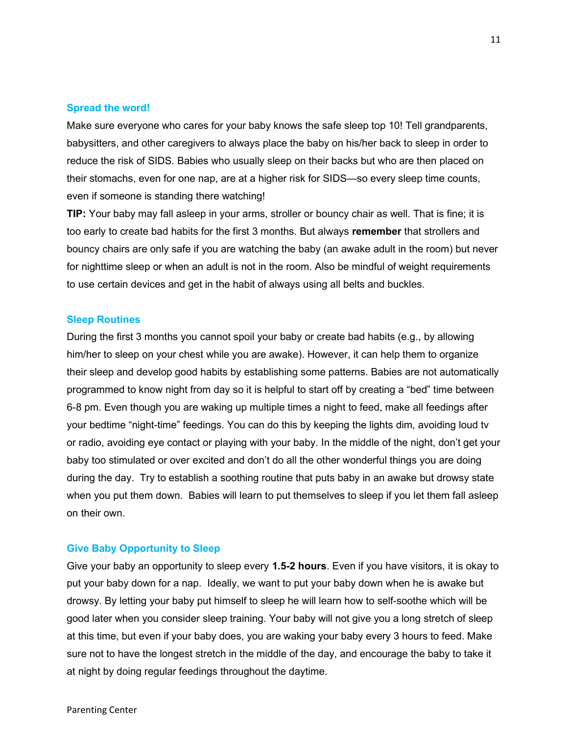## Spread the word!

Make sure everyone who cares for your baby knows the safe sleep top 10! Tell grandparents, babysitters, and other caregivers to always place the baby on his/her back to sleep in order to reduce the risk of SIDS. Babies who usually sleep on their backs but who are then placed on their stomachs, even for one nap, are at a higher risk for SIDS—so every sleep time counts, even if someone is standing there watching!

**TIP:** Your baby may fall asleep in your arms, stroller or bouncy chair as well. That is fine; it is too early to create bad habits for the first 3 months. But always **remember** that strollers and bouncy chairs are only safe if you are watching the baby (an awake adult in the room) but never for nighttime sleep or when an adult is not in the room. Also be mindful of weight requirements to use certain devices and get in the habit of always using all belts and buckles.

## Sleep Routines

During the first 3 months you cannot spoil your baby or create bad habits (e.g., by allowing him/her to sleep on your chest while you are awake). However, it can help them to organize their sleep and develop good habits by establishing some patterns. Babies are not automatically programmed to know night from day so it is helpful to start off by creating a "bed" time between 6-8 pm. Even though you are waking up multiple times a night to feed, make all feedings after your bedtime "night-time" feedings. You can do this by keeping the lights dim, avoiding loud tv or radio, avoiding eye contact or playing with your baby. In the middle of the night, don't get your baby too stimulated or over excited and don't do all the other wonderful things you are doing during the day. Try to establish a soothing routine that puts baby in an awake but drowsy state when you put them down. Babies will learn to put themselves to sleep if you let them fall asleep on their own.

## Give Baby Opportunity to Sleep

Give your baby an opportunity to sleep every **1.5-2 hours**. Even if you have visitors, it is okay to put your baby down for a nap. Ideally, we want to put your baby down when he is awake but drowsy. By letting your baby put himself to sleep he will learn how to self-soothe which will be good later when you consider sleep training. Your baby will not give you a long stretch of sleep at this time, but even if your baby does, you are waking your baby every 3 hours to feed. Make sure not to have the longest stretch in the middle of the day, and encourage the baby to take it at night by doing regular feedings throughout the daytime.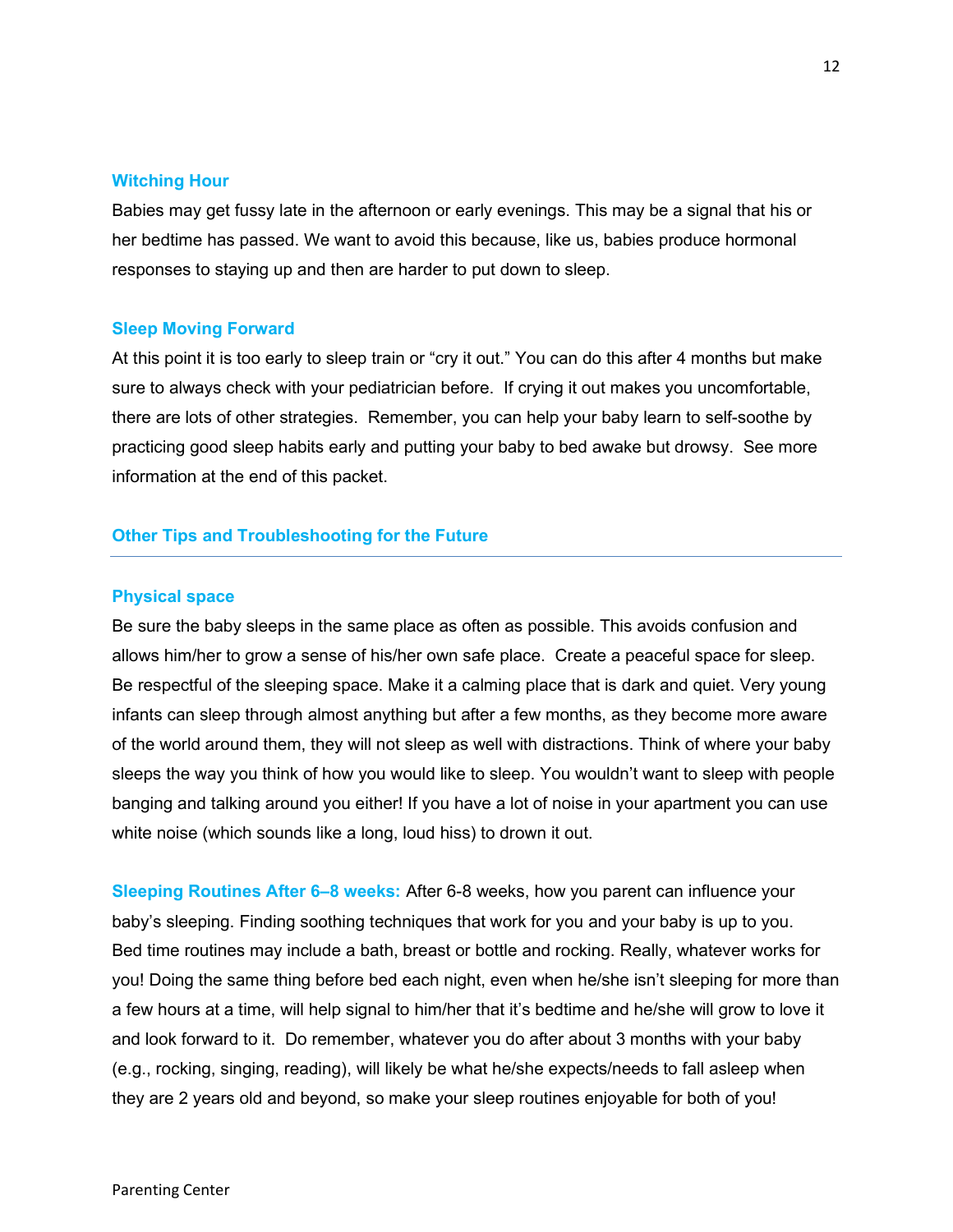### Witching Hour

Babies may get fussy late in the afternoon or early evenings. This may be a signal that his or her bedtime has passed. We want to avoid this because, like us, babies produce hormonal responses to staying up and then are harder to put down to sleep.

### Sleep Moving Forward

At this point it is too early to sleep train or “cry it out.” You can do this after 4 months but make sure to always check with your pediatrician before. If crying it out makes you uncomfortable, there are lots of other strategies. Remember, you can help your baby learn to self-soothe by practicing good sleep habits early and putting your baby to bed awake but drowsy. See more information at the end of this packet.

## Other Tips and Troubleshooting for the Future

---

### Physical space

Be sure the baby sleeps in the same place as often as possible. This avoids confusion and allows him/her to grow a sense of his/her own safe place. Create a peaceful space for sleep. Be respectful of the sleeping space. Make it a calming place that is dark and quiet. Very young infants can sleep through almost anything but after a few months, as they become more aware of the world around them, they will not sleep as well with distractions. Think of where your baby sleeps the way you think of how you would like to sleep. You wouldn’t want to sleep with people banging and talking around you either! If you have a lot of noise in your apartment you can use white noise (which sounds like a long, loud hiss) to drown it out.

**Sleeping Routines After 6–8 weeks:** After 6-8 weeks, how you parent can influence your baby’s sleeping. Finding soothing techniques that work for you and your baby is up to you. Bed time routines may include a bath, breast or bottle and rocking. Really, whatever works for you! Doing the same thing before bed each night, even when he/she isn’t sleeping for more than a few hours at a time, will help signal to him/her that it’s bedtime and he/she will grow to love it and look forward to it. Do remember, whatever you do after about 3 months with your baby (e.g., rocking, singing, reading), will likely be what he/she expects/needs to fall asleep when they are 2 years old and beyond, so make your sleep routines enjoyable for both of you!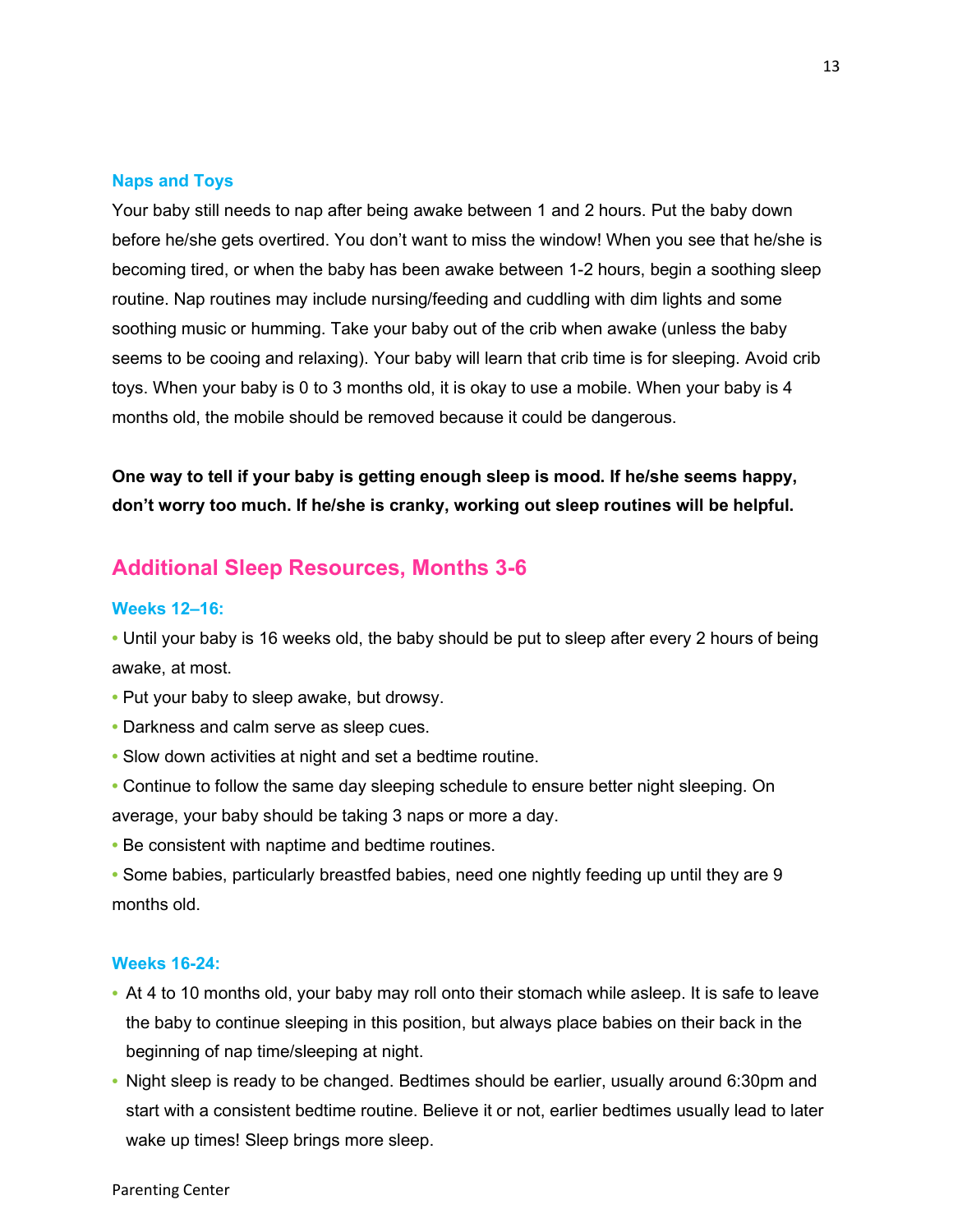### Naps and Toys

Your baby still needs to nap after being awake between 1 and 2 hours. Put the baby down before he/she gets overtired. You don't want to miss the window! When you see that he/she is becoming tired, or when the baby has been awake between 1-2 hours, begin a soothing sleep routine. Nap routines may include nursing/feeding and cuddling with dim lights and some soothing music or humming. Take your baby out of the crib when awake (unless the baby seems to be cooing and relaxing). Your baby will learn that crib time is for sleeping. Avoid crib toys. When your baby is 0 to 3 months old, it is okay to use a mobile. When your baby is 4 months old, the mobile should be removed because it could be dangerous.

**One way to tell if your baby is getting enough sleep is mood. If he/she seems happy, don't worry too much. If he/she is cranky, working out sleep routines will be helpful.**

## Additional Sleep Resources, Months 3-6

### Weeks 12–16:

- Until your baby is 16 weeks old, the baby should be put to sleep after every 2 hours of being awake, at most.
- Put your baby to sleep awake, but drowsy.
- Darkness and calm serve as sleep cues.
- Slow down activities at night and set a bedtime routine.
- Continue to follow the same day sleeping schedule to ensure better night sleeping. On average, your baby should be taking 3 naps or more a day.
- Be consistent with naptime and bedtime routines.
- Some babies, particularly breastfed babies, need one nightly feeding up until they are 9 months old.

### Weeks 16-24:

- At 4 to 10 months old, your baby may roll onto their stomach while asleep. It is safe to leave the baby to continue sleeping in this position, but always place babies on their back in the beginning of nap time/sleeping at night.
- Night sleep is ready to be changed. Bedtimes should be earlier, usually around 6:30pm and start with a consistent bedtime routine. Believe it or not, earlier bedtimes usually lead to later wake up times! Sleep brings more sleep.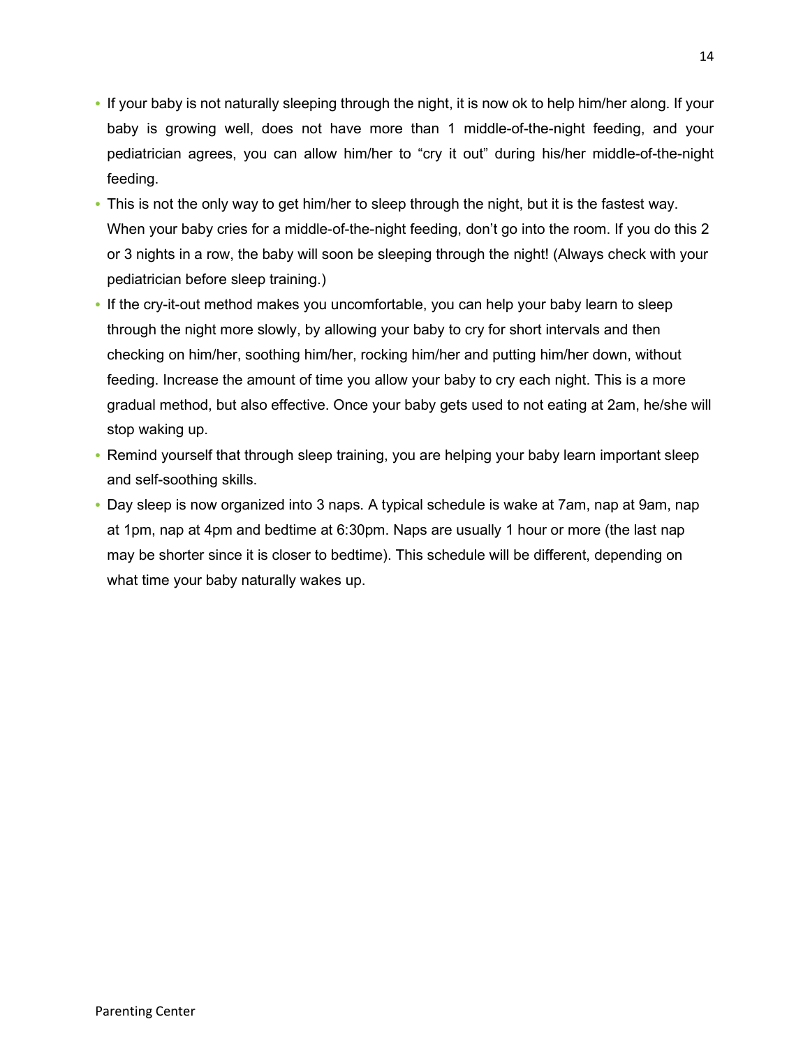- If your baby is not naturally sleeping through the night, it is now ok to help him/her along. If your baby is growing well, does not have more than 1 middle-of-the-night feeding, and your pediatrician agrees, you can allow him/her to "cry it out" during his/her middle-of-the-night feeding.
- This is not the only way to get him/her to sleep through the night, but it is the fastest way. When your baby cries for a middle-of-the-night feeding, don't go into the room. If you do this 2 or 3 nights in a row, the baby will soon be sleeping through the night! (Always check with your pediatrician before sleep training.)
- If the cry-it-out method makes you uncomfortable, you can help your baby learn to sleep through the night more slowly, by allowing your baby to cry for short intervals and then checking on him/her, soothing him/her, rocking him/her and putting him/her down, without feeding. Increase the amount of time you allow your baby to cry each night. This is a more gradual method, but also effective. Once your baby gets used to not eating at 2am, he/she will stop waking up.
- Remind yourself that through sleep training, you are helping your baby learn important sleep and self-soothing skills.
- Day sleep is now organized into 3 naps. A typical schedule is wake at 7am, nap at 9am, nap at 1pm, nap at 4pm and bedtime at 6:30pm. Naps are usually 1 hour or more (the last nap may be shorter since it is closer to bedtime). This schedule will be different, depending on what time your baby naturally wakes up.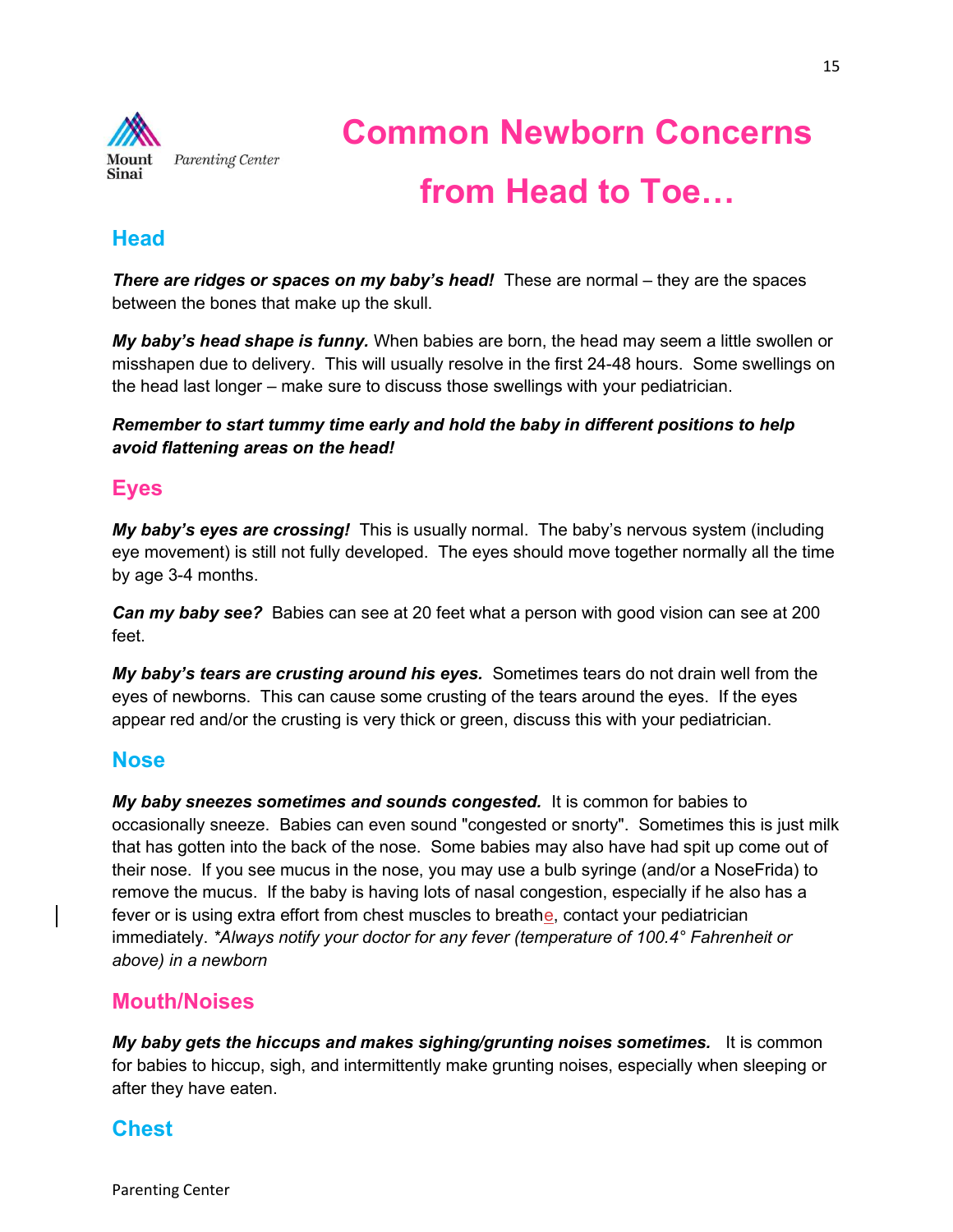# Common Newborn Concerns from Head to Toe…

## Head

***There are ridges or spaces on my baby's head!*** These are normal – they are the spaces between the bones that make up the skull.

***My baby's head shape is funny.*** When babies are born, the head may seem a little swollen or misshapen due to delivery. This will usually resolve in the first 24-48 hours. Some swellings on the head last longer – make sure to discuss those swellings with your pediatrician.

***Remember to start tummy time early and hold the baby in different positions to help avoid flattening areas on the head!***

## Eyes

***My baby's eyes are crossing!*** This is usually normal. The baby's nervous system (including eye movement) is still not fully developed. The eyes should move together normally all the time by age 3-4 months.

***Can my baby see?*** Babies can see at 20 feet what a person with good vision can see at 200 feet.

***My baby's tears are crusting around his eyes.*** Sometimes tears do not drain well from the eyes of newborns. This can cause some crusting of the tears around the eyes. If the eyes appear red and/or the crusting is very thick or green, discuss this with your pediatrician.

## Nose

***My baby sneezes sometimes and sounds congested.*** It is common for babies to occasionally sneeze. Babies can even sound "congested or snorty". Sometimes this is just milk that has gotten into the back of the nose. Some babies may also have had spit up come out of their nose. If you see mucus in the nose, you may use a bulb syringe (and/or a NoseFrida) to remove the mucus. If the baby is having lots of nasal congestion, especially if he also has a fever or is using extra effort from chest muscles to breathe, contact your pediatrician immediately. **Always notify your doctor for any fever (temperature of 100.4° Fahrenheit or above) in a newborn*

## Mouth/Noises

***My baby gets the hiccups and makes sighing/grunting noises sometimes.*** It is common for babies to hiccup, sigh, and intermittently make grunting noises, especially when sleeping or after they have eaten.

## Chest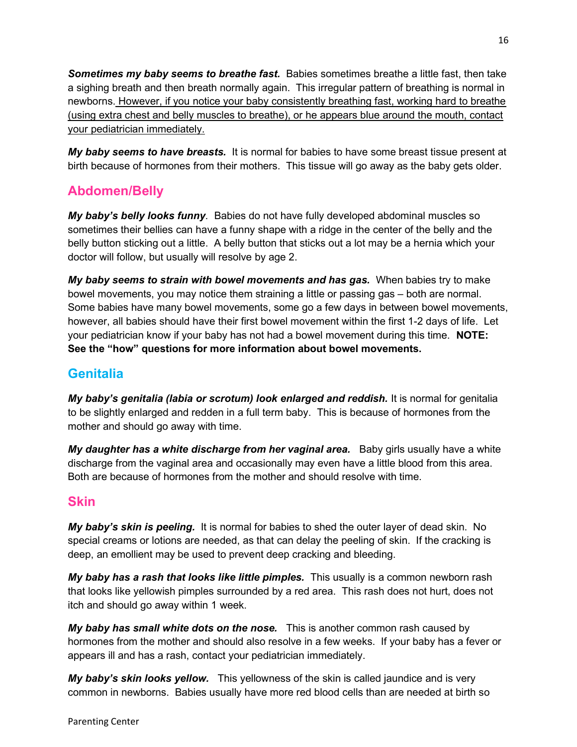***Sometimes my baby seems to breathe fast.*** Babies sometimes breathe a little fast, then take a sighing breath and then breath normally again. This irregular pattern of breathing is normal in newborns. <u>However, if you notice your baby consistently breathing fast, working hard to breathe (using extra chest and belly muscles to breathe), or he appears blue around the mouth, contact your pediatrician immediately.</u>

***My baby seems to have breasts.*** It is normal for babies to have some breast tissue present at birth because of hormones from their mothers. This tissue will go away as the baby gets older.

## Abdomen/Belly

***My baby's belly looks funny****.* Babies do not have fully developed abdominal muscles so sometimes their bellies can have a funny shape with a ridge in the center of the belly and the belly button sticking out a little. A belly button that sticks out a lot may be a hernia which your doctor will follow, but usually will resolve by age 2.

***My baby seems to strain with bowel movements and has gas.*** When babies try to make bowel movements, you may notice them straining a little or passing gas – both are normal. Some babies have many bowel movements, some go a few days in between bowel movements, however, all babies should have their first bowel movement within the first 1-2 days of life. Let your pediatrician know if your baby has not had a bowel movement during this time. **NOTE: See the "how" questions for more information about bowel movements.**

## Genitalia

***My baby's genitalia (labia or scrotum) look enlarged and reddish.*** It is normal for genitalia to be slightly enlarged and redden in a full term baby. This is because of hormones from the mother and should go away with time.

***My daughter has a white discharge from her vaginal area.*** Baby girls usually have a white discharge from the vaginal area and occasionally may even have a little blood from this area. Both are because of hormones from the mother and should resolve with time.

## Skin

***My baby's skin is peeling.*** It is normal for babies to shed the outer layer of dead skin. No special creams or lotions are needed, as that can delay the peeling of skin. If the cracking is deep, an emollient may be used to prevent deep cracking and bleeding.

***My baby has a rash that looks like little pimples.*** This usually is a common newborn rash that looks like yellowish pimples surrounded by a red area. This rash does not hurt, does not itch and should go away within 1 week.

***My baby has small white dots on the nose.*** This is another common rash caused by hormones from the mother and should also resolve in a few weeks. If your baby has a fever or appears ill and has a rash, contact your pediatrician immediately.

***My baby's skin looks yellow.*** This yellowness of the skin is called jaundice and is very common in newborns. Babies usually have more red blood cells than are needed at birth so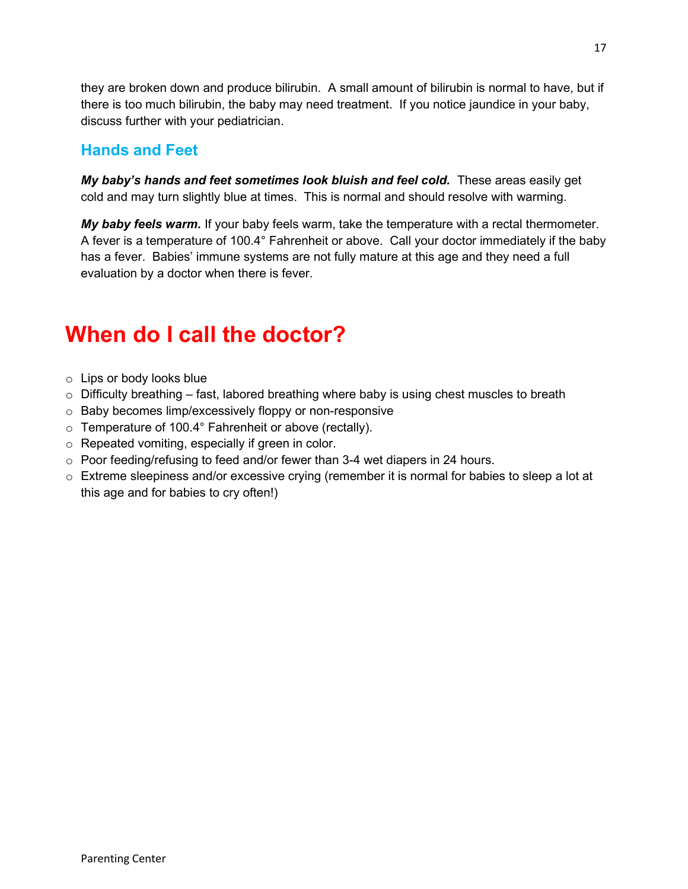they are broken down and produce bilirubin. A small amount of bilirubin is normal to have, but if there is too much bilirubin, the baby may need treatment. If you notice jaundice in your baby, discuss further with your pediatrician.

### Hands and Feet

***My baby's hands and feet sometimes look bluish and feel cold.*** These areas easily get cold and may turn slightly blue at times. This is normal and should resolve with warming.

***My baby feels warm.*** If your baby feels warm, take the temperature with a rectal thermometer. A fever is a temperature of 100.4° Fahrenheit or above. Call your doctor immediately if the baby has a fever. Babies' immune systems are not fully mature at this age and they need a full evaluation by a doctor when there is fever.

# When do I call the doctor?

- Lips or body looks blue
- Difficulty breathing – fast, labored breathing where baby is using chest muscles to breath
- Baby becomes limp/excessively floppy or non-responsive
- Temperature of 100.4° Fahrenheit or above (rectally).
- Repeated vomiting, especially if green in color.
- Poor feeding/refusing to feed and/or fewer than 3-4 wet diapers in 24 hours.
- Extreme sleepiness and/or excessive crying (remember it is normal for babies to sleep a lot at this age and for babies to cry often!)